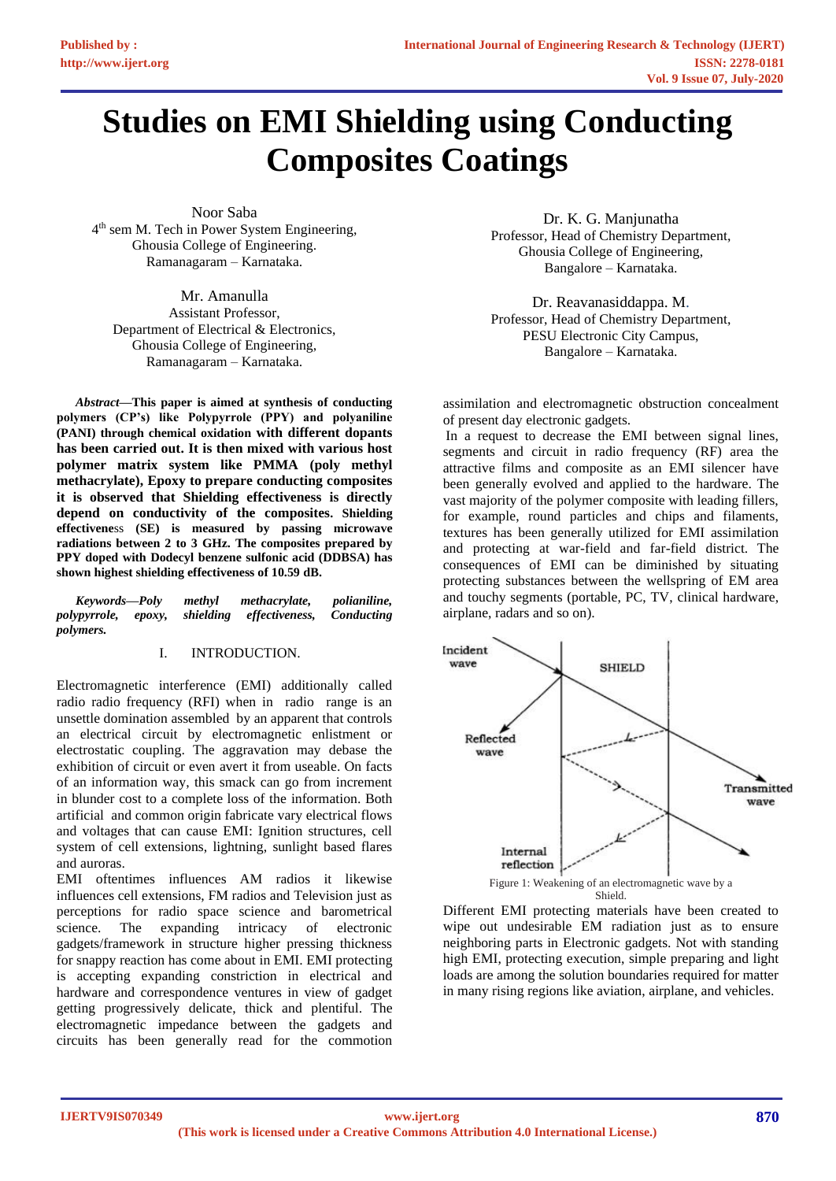# Studies on EMI Shielding using Conducting Composites Coatings

Noor Saba
4[th] sem M. Tech in Power System Engineering,
Ghousia College of Engineering.
Ramanagaram – Karnataka.

Mr. Amanulla
Assistant Professor,
Department of Electrical & Electronics,
Ghousia College of Engineering,
Ramanagaram – Karnataka.

Dr. K. G. Manjunatha
Professor, Head of Chemistry Department,
Ghousia College of Engineering,
Bangalore – Karnataka.

Dr. Reavanasiddappa. M.
Professor, Head of Chemistry Department,
PESU Electronic City Campus,
Bangalore – Karnataka.

***Abstract*—This paper is aimed at synthesis of conducting polymers (CP's) like Polypyrrole (PPY) and polyaniline (PANI) through chemical oxidation with different dopants has been carried out. It is then mixed with various host polymer matrix system like PMMA (poly methyl methacrylate), Epoxy to prepare conducting composites it is observed that Shielding effectiveness is directly depend on conductivity of the composites. Shielding effectiveness (SE) is measured by passing microwave radiations between 2 to 3 GHz. The composites prepared by PPY doped with Dodecyl benzene sulfonic acid (DDBSA) has shown highest shielding effectiveness of 10.59 dB.**

***Keywords—Poly methyl methacrylate, polianiline, polypyrrole, epoxy, shielding effectiveness, Conducting polymers.***

## I. INTRODUCTION.

Electromagnetic interference (EMI) additionally called radio radio frequency (RFI) when in radio range is an unsettle domination assembled by an apparent that controls an electrical circuit by electromagnetic enlistment or electrostatic coupling. The aggravation may debase the exhibition of circuit or even avert it from useable. On facts of an information way, this smack can go from increment in blunder cost to a complete loss of the information. Both artificial and common origin fabricate vary electrical flows and voltages that can cause EMI: Ignition structures, cell system of cell extensions, lightning, sunlight based flares and auroras.

EMI oftentimes influences AM radios it likewise influences cell extensions, FM radios and Television just as perceptions for radio space science and barometrical science. The expanding intricacy of electronic gadgets/framework in structure higher pressing thickness for snappy reaction has come about in EMI. EMI protecting is accepting expanding constriction in electrical and hardware and correspondence ventures in view of gadget getting progressively delicate, thick and plentiful. The electromagnetic impedance between the gadgets and circuits has been generally read for the commotion assimilation and electromagnetic obstruction concealment of present day electronic gadgets.

In a request to decrease the EMI between signal lines, segments and circuit in radio frequency (RF) area the attractive films and composite as an EMI silencer have been generally evolved and applied to the hardware. The vast majority of the polymer composite with leading fillers, for example, round particles and chips and filaments, textures has been generally utilized for EMI assimilation and protecting at war-field and far-field district. The consequences of EMI can be diminished by situating protecting substances between the wellspring of EM area and touchy segments (portable, PC, TV, clinical hardware, airplane, radars and so on).

Incident wave | SHIELD | Reflected wave | Transmitted wave | Internal reflection

Figure 1: Weakening of an electromagnetic wave by a Shield.

Different EMI protecting materials have been created to wipe out undesirable EM radiation just as to ensure neighboring parts in Electronic gadgets. Not with standing high EMI, protecting execution, simple preparing and light loads are among the solution boundaries required for matter in many rising regions like aviation, airplane, and vehicles.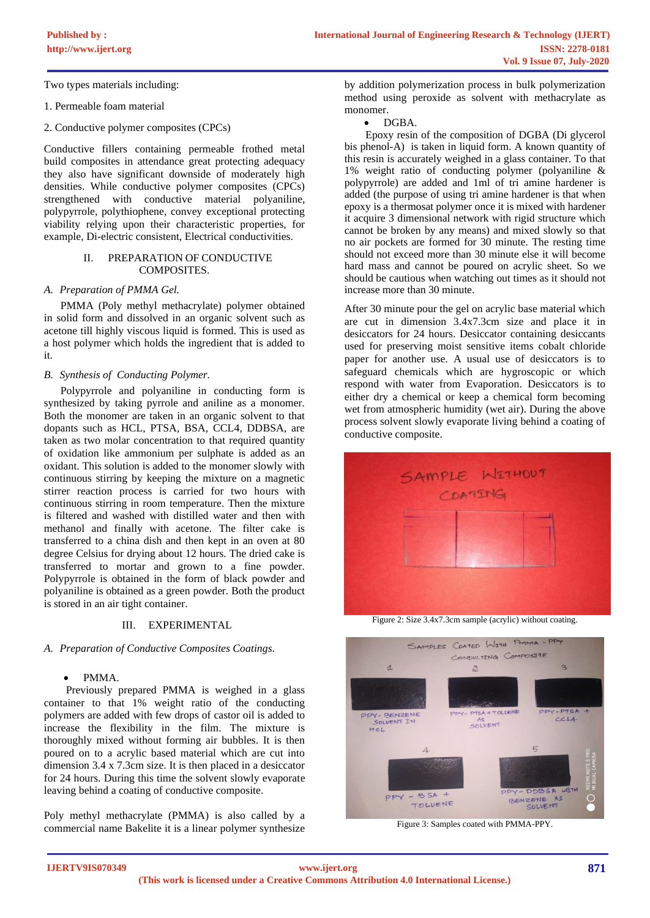Two types materials including:

1. Permeable foam material

2. Conductive polymer composites (CPCs)

Conductive fillers containing permeable frothed metal build composites in attendance great protecting adequacy they also have significant downside of moderately high densities. While conductive polymer composites (CPCs) strengthened with conductive material polyaniline, polypyrrole, polythiophene, convey exceptional protecting viability relying upon their characteristic properties, for example, Di-electric consistent, Electrical conductivities.

## II. PREPARATION OF CONDUCTIVE COMPOSITES.

### *A. Preparation of PMMA Gel.*

PMMA (Poly methyl methacrylate) polymer obtained in solid form and dissolved in an organic solvent such as acetone till highly viscous liquid is formed. This is used as a host polymer which holds the ingredient that is added to it.

### *B. Synthesis of Conducting Polymer.*

Polypyrrole and polyaniline in conducting form is synthesized by taking pyrrole and aniline as a monomer. Both the monomer are taken in an organic solvent to that dopants such as HCL, PTSA, BSA, CCL4, DDBSA, are taken as two molar concentration to that required quantity of oxidation like ammonium per sulphate is added as an oxidant. This solution is added to the monomer slowly with continuous stirring by keeping the mixture on a magnetic stirrer reaction process is carried for two hours with continuous stirring in room temperature. Then the mixture is filtered and washed with distilled water and then with methanol and finally with acetone. The filter cake is transferred to a china dish and then kept in an oven at 80 degree Celsius for drying about 12 hours. The dried cake is transferred to mortar and grown to a fine powder. Polypyrrole is obtained in the form of black powder and polyaniline is obtained as a green powder. Both the product is stored in an air tight container.

## III. EXPERIMENTAL

### *A. Preparation of Conductive Composites Coatings.*

- PMMA.

Previously prepared PMMA is weighed in a glass container to that 1% weight ratio of the conducting polymers are added with few drops of castor oil is added to increase the flexibility in the film. The mixture is thoroughly mixed without forming air bubbles. It is then poured on to a acrylic based material which are cut into dimension 3.4 x 7.3cm size. It is then placed in a desiccator for 24 hours. During this time the solvent slowly evaporate leaving behind a coating of conductive composite.

Poly methyl methacrylate (PMMA) is also called by a commercial name Bakelite it is a linear polymer synthesize by addition polymerization process in bulk polymerization method using peroxide as solvent with methacrylate as monomer.

- DGBA.

Epoxy resin of the composition of DGBA (Di glycerol bis phenol-A) is taken in liquid form. A known quantity of this resin is accurately weighed in a glass container. To that 1% weight ratio of conducting polymer (polyaniline & polypyrrole) are added and 1ml of tri amine hardener is added (the purpose of using tri amine hardener is that when epoxy is a thermosat polymer once it is mixed with hardener it acquire 3 dimensional network with rigid structure which cannot be broken by any means) and mixed slowly so that no air pockets are formed for 30 minute. The resting time should not exceed more than 30 minute else it will become hard mass and cannot be poured on acrylic sheet. So we should be cautious when watching out times as it should not increase more than 30 minute.

After 30 minute pour the gel on acrylic base material which are cut in dimension 3.4x7.3cm size and place it in desiccators for 24 hours. Desiccator containing desiccants used for preserving moist sensitive items cobalt chloride paper for another use. A usual use of desiccators is to safeguard chemicals which are hygroscopic or which respond with water from Evaporation. Desiccators is to either dry a chemical or keep a chemical form becoming wet from atmospheric humidity (wet air). During the above process solvent slowly evaporate living behind a coating of conductive composite.

Figure 2: Size 3.4x7.3cm sample (acrylic) without coating.

Figure 3: Samples coated with PMMA-PPY.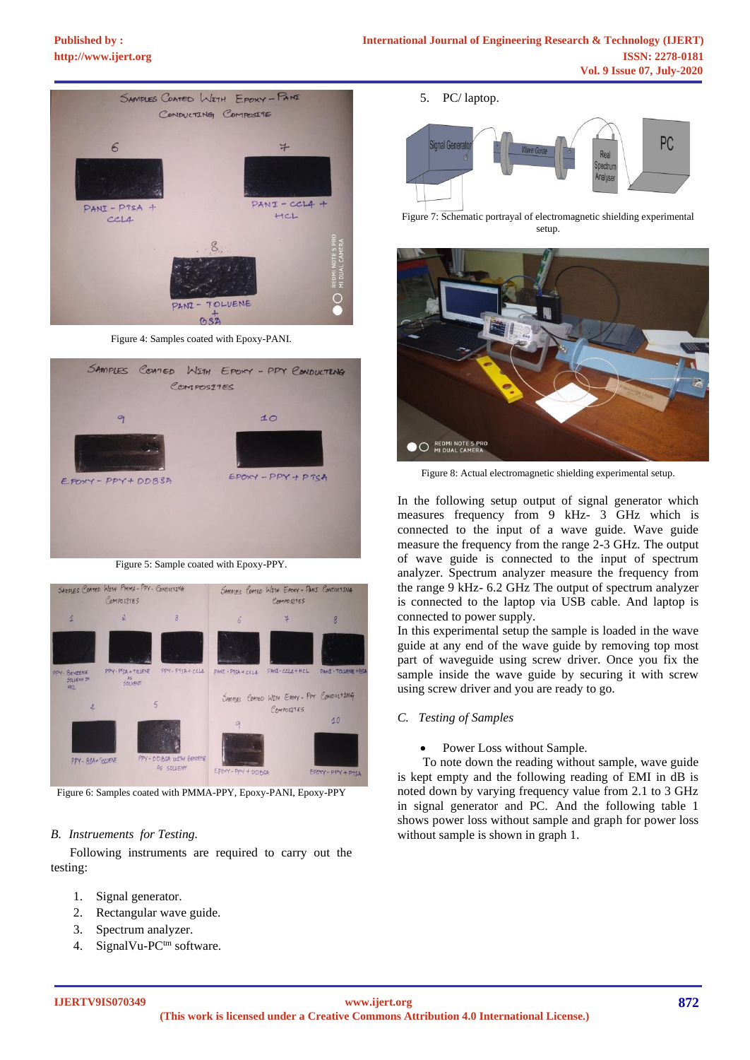Figure 4: Samples coated with Epoxy-PANI.

Figure 5: Sample coated with Epoxy-PPY.

Figure 6: Samples coated with PMMA-PPY, Epoxy-PANI, Epoxy-PPY

*B. Instruements for Testing.*

Following instruments are required to carry out the testing:

1. Signal generator.
2. Rectangular wave guide.
3. Spectrum analyzer.
4. SignalVu-PCtm software.
5. PC/ laptop.

Figure 7: Schematic portrayal of electromagnetic shielding experimental setup.

Figure 8: Actual electromagnetic shielding experimental setup.

In the following setup output of signal generator which measures frequency from 9 kHz- 3 GHz which is connected to the input of a wave guide. Wave guide measure the frequency from the range 2-3 GHz. The output of wave guide is connected to the input of spectrum analyzer. Spectrum analyzer measure the frequency from the range 9 kHz- 6.2 GHz The output of spectrum analyzer is connected to the laptop via USB cable. And laptop is connected to power supply.

In this experimental setup the sample is loaded in the wave guide at any end of the wave guide by removing top most part of waveguide using screw driver. Once you fix the sample inside the wave guide by securing it with screw using screw driver and you are ready to go.

*C. Testing of Samples*

- Power Loss without Sample.

To note down the reading without sample, wave guide is kept empty and the following reading of EMI in dB is noted down by varying frequency value from 2.1 to 3 GHz in signal generator and PC. And the following table 1 shows power loss without sample and graph for power loss without sample is shown in graph 1.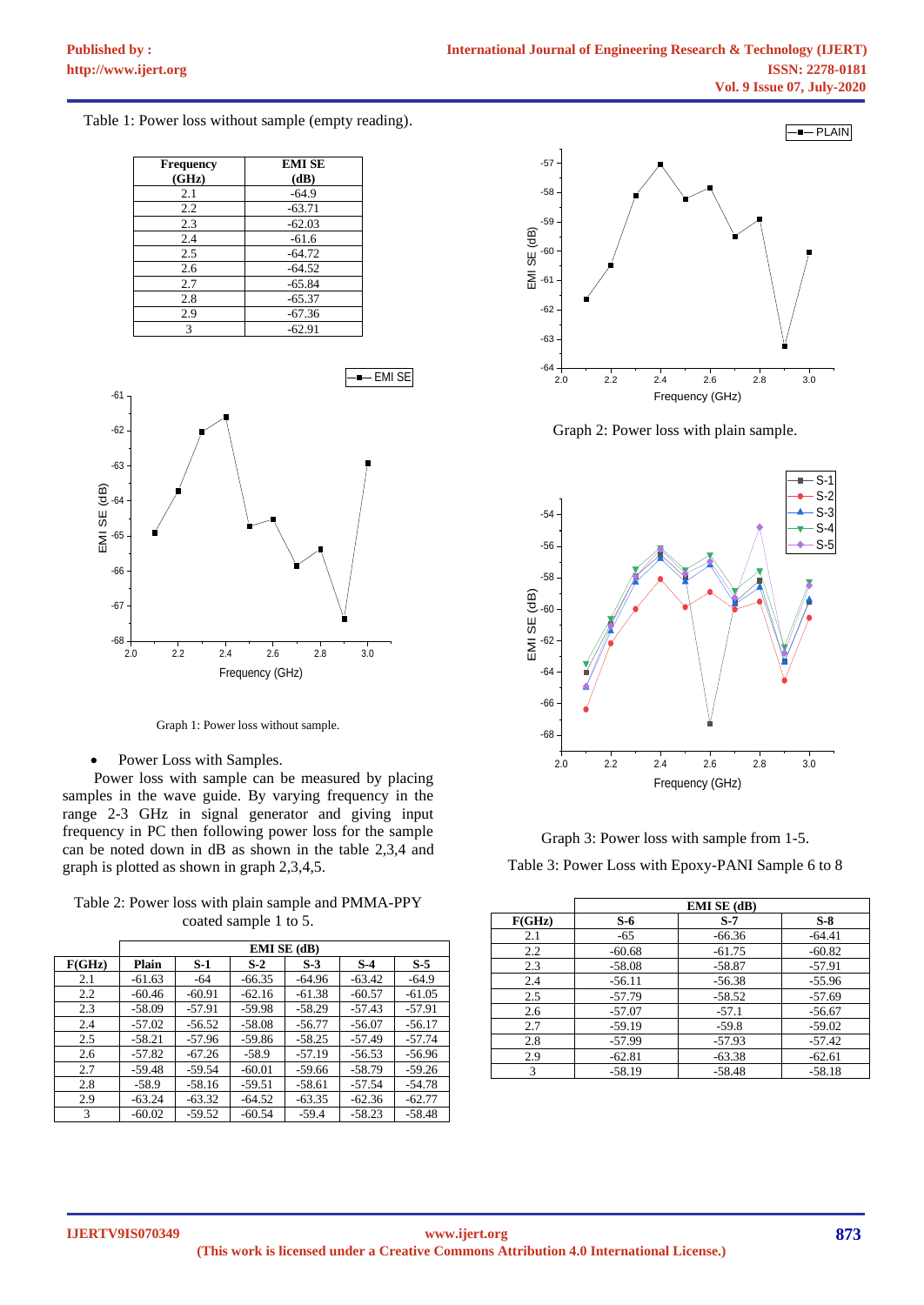Table 1: Power loss without sample (empty reading).

| Frequency (GHz) | EMI SE (dB) |
|---|---|
| 2.1 | -64.9 |
| 2.2 | -63.71 |
| 2.3 | -62.03 |
| 2.4 | -61.6 |
| 2.5 | -64.72 |
| 2.6 | -64.52 |
| 2.7 | -65.84 |
| 2.8 | -65.37 |
| 2.9 | -67.36 |
| 3 | -62.91 |

Graph 1: Power loss without sample.

- Power Loss with Samples.

Power loss with sample can be measured by placing samples in the wave guide. By varying frequency in the range 2-3 GHz in signal generator and giving input frequency in PC then following power loss for the sample can be noted down in dB as shown in the table 2,3,4 and graph is plotted as shown in graph 2,3,4,5.

Table 2: Power loss with plain sample and PMMA-PPY coated sample 1 to 5.

| | EMI SE (dB) | | | | | |
|---|---|---|---|---|---|---|
| F(GHz) | Plain | S-1 | S-2 | S-3 | S-4 | S-5 |
| 2.1 | -61.63 | -64 | -66.35 | -64.96 | -63.42 | -64.9 |
| 2.2 | -60.46 | -60.91 | -62.16 | -61.38 | -60.57 | -61.05 |
| 2.3 | -58.09 | -57.91 | -59.98 | -58.29 | -57.43 | -57.91 |
| 2.4 | -57.02 | -56.52 | -58.08 | -56.77 | -56.07 | -56.17 |
| 2.5 | -58.21 | -57.96 | -59.86 | -58.25 | -57.49 | -57.74 |
| 2.6 | -57.82 | -67.26 | -58.9 | -57.19 | -56.53 | -56.96 |
| 2.7 | -59.48 | -59.54 | -60.01 | -59.66 | -58.79 | -59.26 |
| 2.8 | -58.9 | -58.16 | -59.51 | -58.61 | -57.54 | -54.78 |
| 2.9 | -63.24 | -63.32 | -64.52 | -63.35 | -62.36 | -62.77 |
| 3 | -60.02 | -59.52 | -60.54 | -59.4 | -58.23 | -58.48 |

Graph 2: Power loss with plain sample.

Graph 3: Power loss with sample from 1-5.

Table 3: Power Loss with Epoxy-PANI Sample 6 to 8

| | EMI SE (dB) | | |
|---|---|---|---|
| F(GHz) | S-6 | S-7 | S-8 |
| 2.1 | -65 | -66.36 | -64.41 |
| 2.2 | -60.68 | -61.75 | -60.82 |
| 2.3 | -58.08 | -58.87 | -57.91 |
| 2.4 | -56.11 | -56.38 | -55.96 |
| 2.5 | -57.79 | -58.52 | -57.69 |
| 2.6 | -57.07 | -57.1 | -56.67 |
| 2.7 | -59.19 | -59.8 | -59.02 |
| 2.8 | -57.99 | -57.93 | -57.42 |
| 2.9 | -62.81 | -63.38 | -62.61 |
| 3 | -58.19 | -58.48 | -58.18 |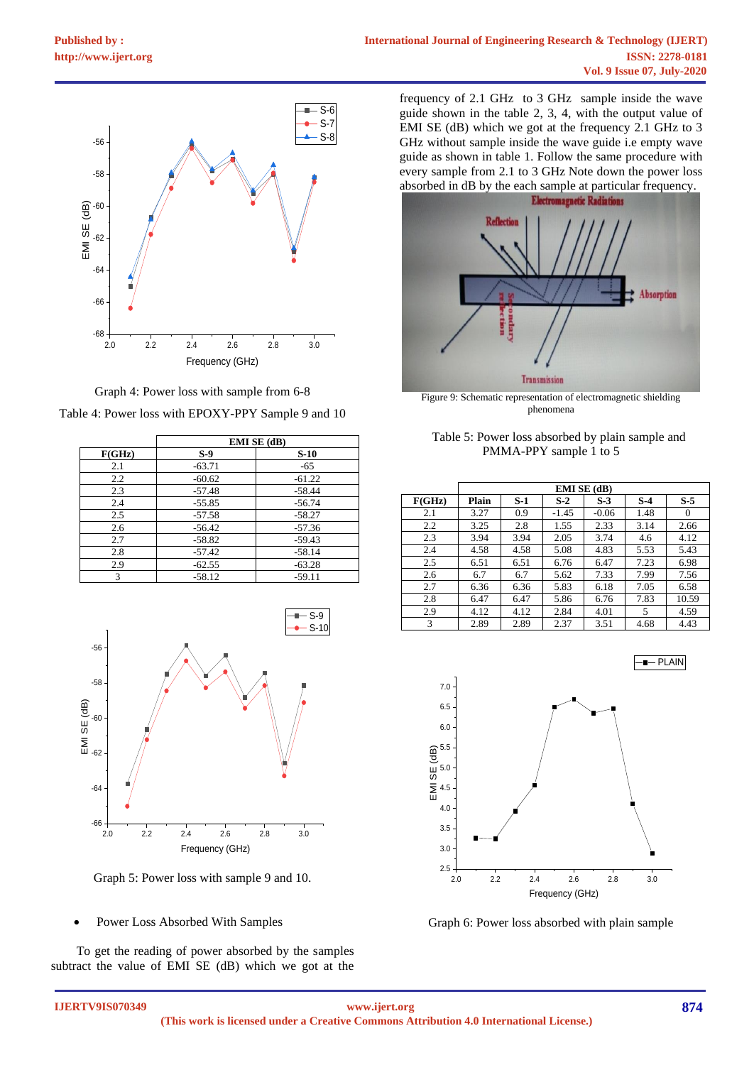Graph 4: Power loss with sample from 6-8

Table 4: Power loss with EPOXY-PPY Sample 9 and 10

| F(GHz) | EMI SE (dB) | |
|---|---|---|
| | S-9 | S-10 |
| 2.1 | -63.71 | -65 |
| 2.2 | -60.62 | -61.22 |
| 2.3 | -57.48 | -58.44 |
| 2.4 | -55.85 | -56.74 |
| 2.5 | -57.58 | -58.27 |
| 2.6 | -56.42 | -57.36 |
| 2.7 | -58.82 | -59.43 |
| 2.8 | -57.42 | -58.14 |
| 2.9 | -62.55 | -63.28 |
| 3 | -58.12 | -59.11 |

Graph 5: Power loss with sample 9 and 10.

- Power Loss Absorbed With Samples

To get the reading of power absorbed by the samples subtract the value of EMI SE (dB) which we got at the frequency of 2.1 GHz to 3 GHz sample inside the wave guide shown in the table 2, 3, 4, with the output value of EMI SE (dB) which we got at the frequency 2.1 GHz to 3 GHz without sample inside the wave guide i.e empty wave guide as shown in table 1. Follow the same procedure with every sample from 2.1 to 3 GHz Note down the power loss absorbed in dB by the each sample at particular frequency.

Figure 9: Schematic representation of electromagnetic shielding phenomena

Table 5: Power loss absorbed by plain sample and PMMA-PPY sample 1 to 5

| F(GHz) | EMI SE (dB) | | | | | |
|---|---|---|---|---|---|---|
| | Plain | S-1 | S-2 | S-3 | S-4 | S-5 |
| 2.1 | 3.27 | 0.9 | -1.45 | -0.06 | 1.48 | 0 |
| 2.2 | 3.25 | 2.8 | 1.55 | 2.33 | 3.14 | 2.66 |
| 2.3 | 3.94 | 3.94 | 2.05 | 3.74 | 4.6 | 4.12 |
| 2.4 | 4.58 | 4.58 | 5.08 | 4.83 | 5.53 | 5.43 |
| 2.5 | 6.51 | 6.51 | 6.76 | 6.47 | 7.23 | 6.98 |
| 2.6 | 6.7 | 6.7 | 5.62 | 7.33 | 7.99 | 7.56 |
| 2.7 | 6.36 | 6.36 | 5.83 | 6.18 | 7.05 | 6.58 |
| 2.8 | 6.47 | 6.47 | 5.86 | 6.76 | 7.83 | 10.59 |
| 2.9 | 4.12 | 4.12 | 2.84 | 4.01 | 5 | 4.59 |
| 3 | 2.89 | 2.89 | 2.37 | 3.51 | 4.68 | 4.43 |

Graph 6: Power loss absorbed with plain sample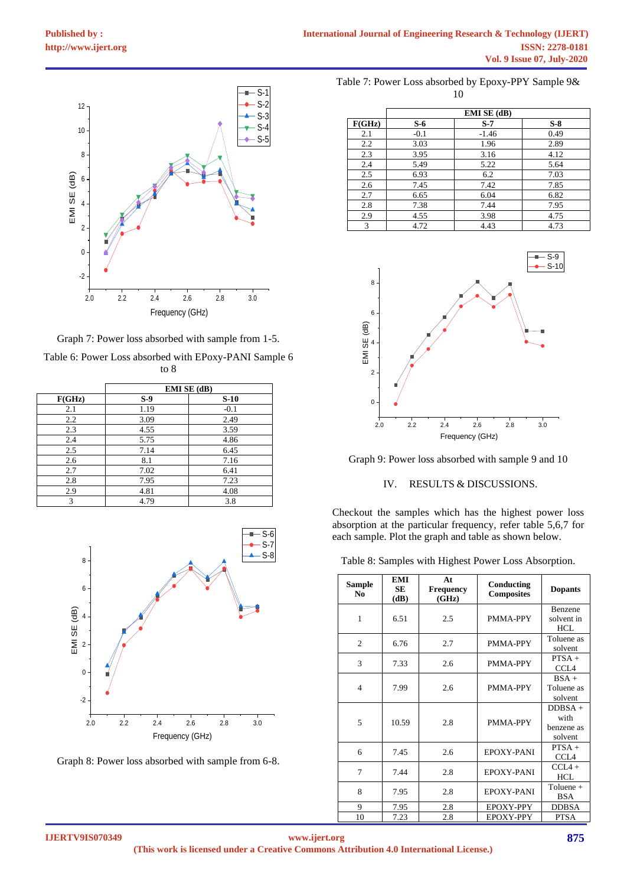Graph 7: Power loss absorbed with sample from 1-5.

Table 6: Power Loss absorbed with EPoxy-PANI Sample 6 to 8

| F(GHz) | EMI SE (dB) | |
|---|---|---|
| | S-9 | S-10 |
| 2.1 | 1.19 | -0.1 |
| 2.2 | 3.09 | 2.49 |
| 2.3 | 4.55 | 3.59 |
| 2.4 | 5.75 | 4.86 |
| 2.5 | 7.14 | 6.45 |
| 2.6 | 8.1 | 7.16 |
| 2.7 | 7.02 | 6.41 |
| 2.8 | 7.95 | 7.23 |
| 2.9 | 4.81 | 4.08 |
| 3 | 4.79 | 3.8 |

Graph 8: Power loss absorbed with sample from 6-8.

Table 7: Power Loss absorbed by Epoxy-PPY Sample 9& 10

| F(GHz) | EMI SE (dB) | | |
|---|---|---|---|
| | S-6 | S-7 | S-8 |
| 2.1 | -0.1 | -1.46 | 0.49 |
| 2.2 | 3.03 | 1.96 | 2.89 |
| 2.3 | 3.95 | 3.16 | 4.12 |
| 2.4 | 5.49 | 5.22 | 5.64 |
| 2.5 | 6.93 | 6.2 | 7.03 |
| 2.6 | 7.45 | 7.42 | 7.85 |
| 2.7 | 6.65 | 6.04 | 6.82 |
| 2.8 | 7.38 | 7.44 | 7.95 |
| 2.9 | 4.55 | 3.98 | 4.75 |
| 3 | 4.72 | 4.43 | 4.73 |

Graph 9: Power loss absorbed with sample 9 and 10

## IV. RESULTS & DISCUSSIONS.

Checkout the samples which has the highest power loss absorption at the particular frequency, refer table 5,6,7 for each sample. Plot the graph and table as shown below.

Table 8: Samples with Highest Power Loss Absorption.

| Sample No | EMI SE (dB) | At Frequency (GHz) | Conducting Composites | Dopants |
|---|---|---|---|---|
| 1 | 6.51 | 2.5 | PMMA-PPY | Benzene solvent in HCL |
| 2 | 6.76 | 2.7 | PMMA-PPY | Toluene as solvent |
| 3 | 7.33 | 2.6 | PMMA-PPY | PTSA + CCL4 |
| 4 | 7.99 | 2.6 | PMMA-PPY | BSA + Toluene as solvent |
| 5 | 10.59 | 2.8 | PMMA-PPY | DDBSA + with benzene as solvent |
| 6 | 7.45 | 2.6 | EPOXY-PANI | PTSA + CCL4 |
| 7 | 7.44 | 2.8 | EPOXY-PANI | CCL4 + HCL |
| 8 | 7.95 | 2.8 | EPOXY-PANI | Toluene + BSA |
| 9 | 7.95 | 2.8 | EPOXY-PPY | DDBSA |
| 10 | 7.23 | 2.8 | EPOXY-PPY | PTSA |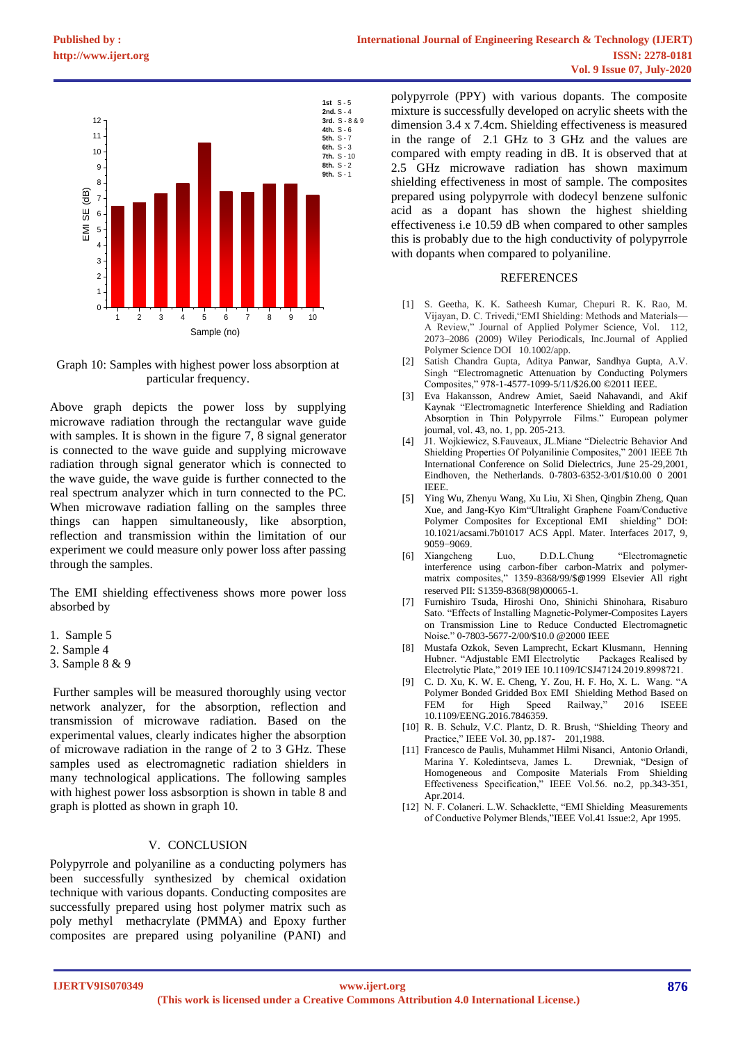1st S - 5
2nd. S - 4
3rd. S - 8 & 9
4th. S - 6
5th. S - 7
6th. S - 3
7th. S - 10
8th. S - 2
9th. S - 1

EMI SE (dB)

0 1 2 3 4 5 6 7 8 9 10 11 12

1 2 3 4 5 6 7 8 9 10

Sample (no)

Graph 10: Samples with highest power loss absorption at particular frequency.

Above graph depicts the power loss by supplying microwave radiation through the rectangular wave guide with samples. It is shown in the figure 7, 8 signal generator is connected to the wave guide and supplying microwave radiation through signal generator which is connected to the wave guide, the wave guide is further connected to the real spectrum analyzer which in turn connected to the PC. When microwave radiation falling on the samples three things can happen simultaneously, like absorption, reflection and transmission within the limitation of our experiment we could measure only power loss after passing through the samples.

The EMI shielding effectiveness shows more power loss absorbed by

1. Sample 5
2. Sample 4
3. Sample 8 & 9

Further samples will be measured thoroughly using vector network analyzer, for the absorption, reflection and transmission of microwave radiation. Based on the experimental values, clearly indicates higher the absorption of microwave radiation in the range of 2 to 3 GHz. These samples used as electromagnetic radiation shielders in many technological applications. The following samples with highest power loss asbsorption is shown in table 8 and graph is plotted as shown in graph 10.

## V. CONCLUSION

Polypyrrole and polyaniline as a conducting polymers has been successfully synthesized by chemical oxidation technique with various dopants. Conducting composites are successfully prepared using host polymer matrix such as poly methyl methacrylate (PMMA) and Epoxy further composites are prepared using polyaniline (PANI) and polypyrrole (PPY) with various dopants. The composite mixture is successfully developed on acrylic sheets with the dimension 3.4 x 7.4cm. Shielding effectiveness is measured in the range of 2.1 GHz to 3 GHz and the values are compared with empty reading in dB. It is observed that at 2.5 GHz microwave radiation has shown maximum shielding effectiveness in most of sample. The composites prepared using polypyrrole with dodecyl benzene sulfonic acid as a dopant has shown the highest shielding effectiveness i.e 10.59 dB when compared to other samples this is probably due to the high conductivity of polypyrrole with dopants when compared to polyaniline.

## REFERENCES

[1] S. Geetha, K. K. Satheesh Kumar, Chepuri R. K. Rao, M. Vijayan, D. C. Trivedi,"EMI Shielding: Methods and Materials—A Review," Journal of Applied Polymer Science, Vol. 112, 2073–2086 (2009) Wiley Periodicals, Inc.Journal of Applied Polymer Science DOI 10.1002/app.

[2] Satish Chandra Gupta, Aditya Panwar, Sandhya Gupta, A.V. Singh "Electromagnetic Attenuation by Conducting Polymers Composites," 978-1-4577-1099-5/11/$26.00 ©2011 IEEE.

[3] Eva Hakansson, Andrew Amiet, Saeid Nahavandi, and Akif Kaynak "Electromagnetic Interference Shielding and Radiation Absorption in Thin Polypyrrole Films." European polymer journal, vol. 43, no. 1, pp. 205-213.

[4] J1. Wojkiewicz, S.Fauveaux, JL.Miane "Dielectric Behavior And Shielding Properties Of Polyanilinie Composites," 2001 IEEE 7th International Conference on Solid Dielectrics, June 25-29,2001, Eindhoven, the Netherlands. 0-7803-6352-3/01/$10.00 0 2001 IEEE.

[5] Ying Wu, Zhenyu Wang, Xu Liu, Xi Shen, Qingbin Zheng, Quan Xue, and Jang-Kyo Kim"Ultralight Graphene Foam/Conductive Polymer Composites for Exceptional EMI shielding" DOI: 10.1021/acsami.7b01017 ACS Appl. Mater. Interfaces 2017, 9, 9059−9069.

[6] Xiangcheng Luo, D.D.L.Chung "Electromagnetic interference using carbon-fiber carbon-Matrix and polymer-matrix composites," 1359-8368/99/$@1999 Elsevier All right reserved PII: S1359-8368(98)00065-1.

[7] Furnishiro Tsuda, Hiroshi Ono, Shinichi Shinohara, Risaburo Sato. "Effects of Installing Magnetic-Polymer-Composites Layers on Transmission Line to Reduce Conducted Electromagnetic Noise." 0-7803-5677-2/00/$10.0 @2000 IEEE

[8] Mustafa Ozkok, Seven Lamprecht, Eckart Klusmann, Henning Hubner. "Adjustable EMI Electrolytic Packages Realised by Electrolytic Plate," 2019 IEE 10.1109/ICSJ47124.2019.8998721.

[9] C. D. Xu, K. W. E. Cheng, Y. Zou, H. F. Ho, X. L. Wang. "A Polymer Bonded Gridded Box EMI Shielding Method Based on FEM for High Speed Railway," 2016 ISEEE 10.1109/EENG.2016.7846359.

[10] R. B. Schulz, V.C. Plantz, D. R. Brush, "Shielding Theory and Practice," IEEE Vol. 30, pp.187- 201,1988.

[11] Francesco de Paulis, Muhammet Hilmi Nisanci, Antonio Orlandi, Marina Y. Koledintseva, James L. Drewniak, "Design of Homogeneous and Composite Materials From Shielding Effectiveness Specification," IEEE Vol.56. no.2, pp.343-351, Apr.2014.

[12] N. F. Colaneri. L.W. Schacklette, "EMI Shielding Measurements of Conductive Polymer Blends,"IEEE Vol.41 Issue:2, Apr 1995.